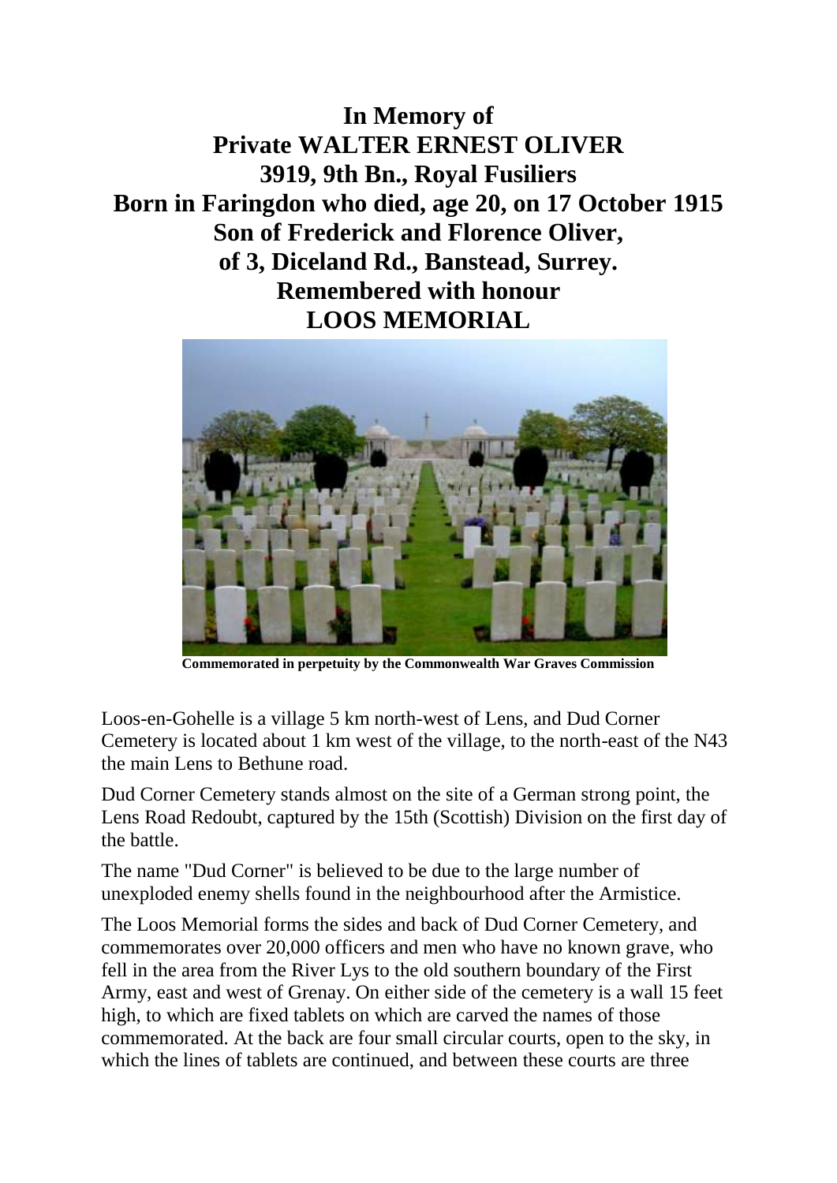**In Memory of**
**Private WALTER ERNEST OLIVER**
**3919, 9th Bn., Royal Fusiliers**
**Born in Faringdon who died, age 20, on 17 October 1915**
**Son of Frederick and Florence Oliver,**
**of 3, Diceland Rd., Banstead, Surrey.**
**Remembered with honour**
**LOOS MEMORIAL**

**Commemorated in perpetuity by the Commonwealth War Graves Commission**

Loos-en-Gohelle is a village 5 km north-west of Lens, and Dud Corner Cemetery is located about 1 km west of the village, to the north-east of the N43 the main Lens to Bethune road.

Dud Corner Cemetery stands almost on the site of a German strong point, the Lens Road Redoubt, captured by the 15th (Scottish) Division on the first day of the battle.

The name "Dud Corner" is believed to be due to the large number of unexploded enemy shells found in the neighbourhood after the Armistice.

The Loos Memorial forms the sides and back of Dud Corner Cemetery, and commemorates over 20,000 officers and men who have no known grave, who fell in the area from the River Lys to the old southern boundary of the First Army, east and west of Grenay. On either side of the cemetery is a wall 15 feet high, to which are fixed tablets on which are carved the names of those commemorated. At the back are four small circular courts, open to the sky, in which the lines of tablets are continued, and between these courts are three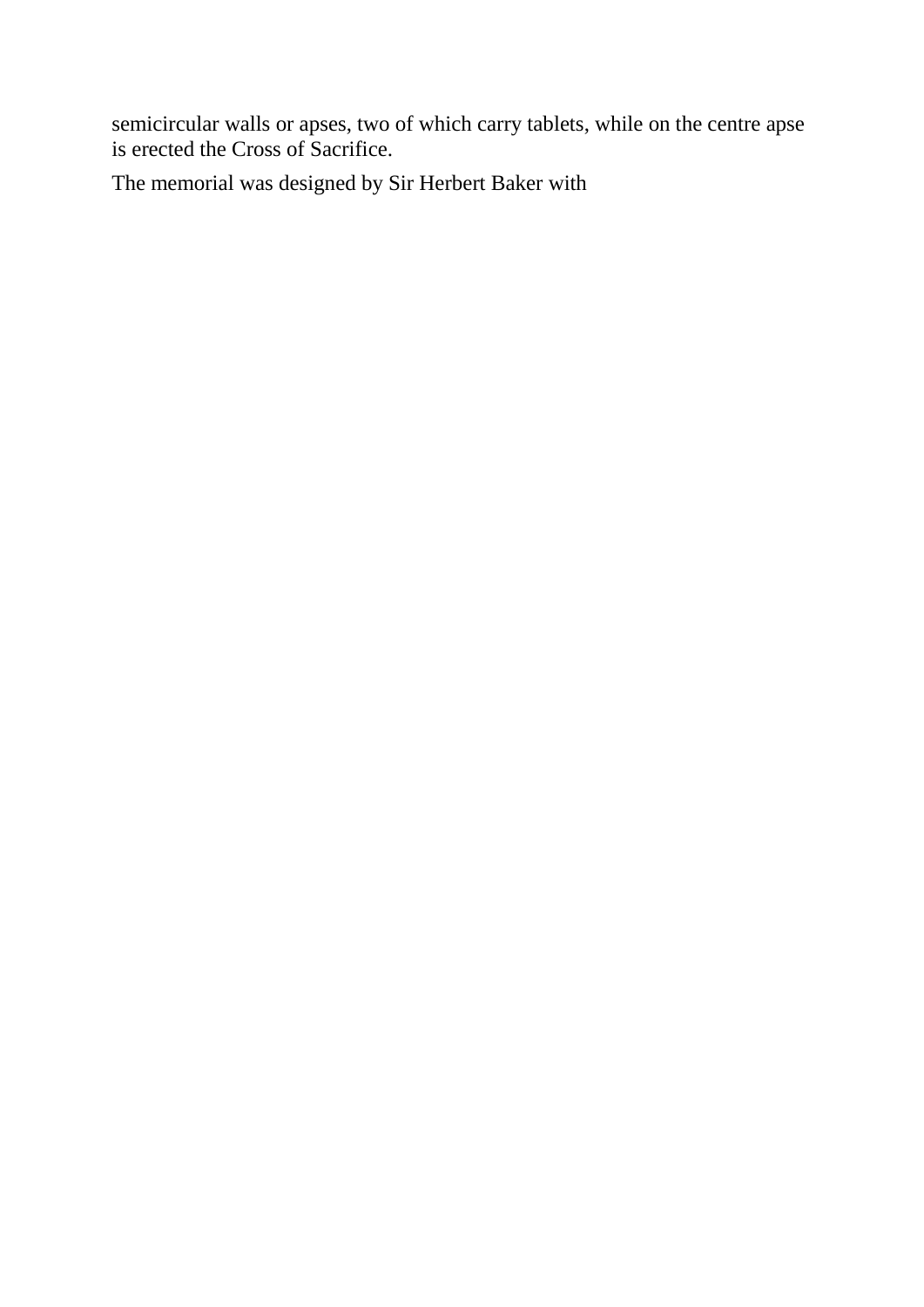semicircular walls or apses, two of which carry tablets, while on the centre apse is erected the Cross of Sacrifice.

The memorial was designed by Sir Herbert Baker with